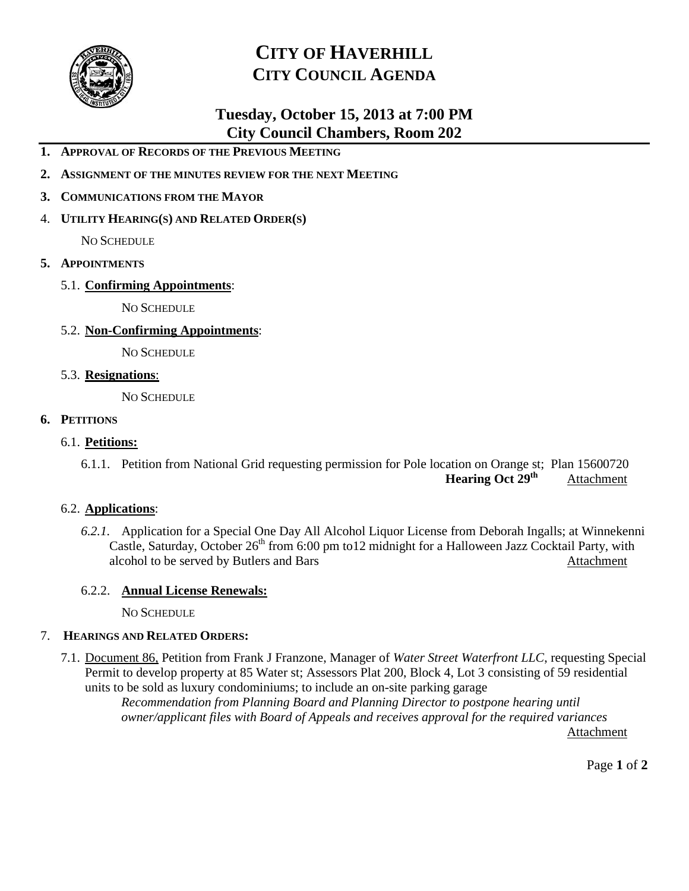# CITY OF HAVERHILL
## CITY COUNCIL AGENDA

### Tuesday, October 15, 2013 at 7:00 PM
### City Council Chambers, Room 202

1. **APPROVAL OF RECORDS OF THE PREVIOUS MEETING**
2. **ASSIGNMENT OF THE MINUTES REVIEW FOR THE NEXT MEETING**
3. **COMMUNICATIONS FROM THE MAYOR**
4. **UTILITY HEARING(S) AND RELATED ORDER(S)**

   NO SCHEDULE

5. **APPOINTMENTS**

   5.1. **Confirming Appointments**:

   NO SCHEDULE

   5.2. **Non-Confirming Appointments**:

   NO SCHEDULE

   5.3. **Resignations**:

   NO SCHEDULE

6. **PETITIONS**

   6.1. **Petitions:**

   6.1.1. Petition from National Grid requesting permission for Pole location on Orange st; Plan 15600720
   **Hearing Oct 29th** Attachment

   6.2. **Applications**:

   *6.2.1.* Application for a Special One Day All Alcohol Liquor License from Deborah Ingalls; at Winnekenni Castle, Saturday, October 26th from 6:00 pm to12 midnight for a Halloween Jazz Cocktail Party, with alcohol to be served by Butlers and Bars Attachment

   6.2.2. **Annual License Renewals:**

   NO SCHEDULE

7. **HEARINGS AND RELATED ORDERS:**

   7.1. Document 86, Petition from Frank J Franzone, Manager of *Water Street Waterfront LLC*, requesting Special Permit to develop property at 85 Water st; Assessors Plat 200, Block 4, Lot 3 consisting of 59 residential units to be sold as luxury condominiums; to include an on-site parking garage
   *Recommendation from Planning Board and Planning Director to postpone hearing until owner/applicant files with Board of Appeals and receives approval for the required variances*
   Attachment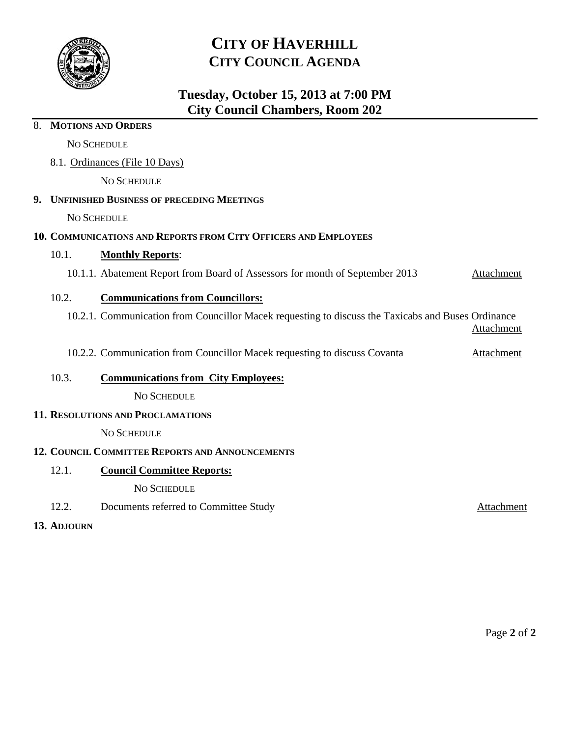# CITY OF HAVERHILL
## CITY COUNCIL AGENDA

### Tuesday, October 15, 2013 at 7:00 PM
### City Council Chambers, Room 202

8. **MOTIONS AND ORDERS**

NO SCHEDULE

8.1. Ordinances (File 10 Days)

NO SCHEDULE

**9. UNFINISHED BUSINESS OF PRECEDING MEETINGS**

NO SCHEDULE

**10. COMMUNICATIONS AND REPORTS FROM CITY OFFICERS AND EMPLOYEES**

10.1. **Monthly Reports**:

10.1.1. Abatement Report from Board of Assessors for month of September 2013 — Attachment

10.2. **Communications from Councillors:**

10.2.1. Communication from Councillor Macek requesting to discuss the Taxicabs and Buses Ordinance — Attachment

10.2.2. Communication from Councillor Macek requesting to discuss Covanta — Attachment

10.3. **Communications from City Employees:**

NO SCHEDULE

**11. RESOLUTIONS AND PROCLAMATIONS**

NO SCHEDULE

**12. COUNCIL COMMITTEE REPORTS AND ANNOUNCEMENTS**

12.1. **Council Committee Reports:**

NO SCHEDULE

12.2. Documents referred to Committee Study — Attachment

**13. ADJOURN**